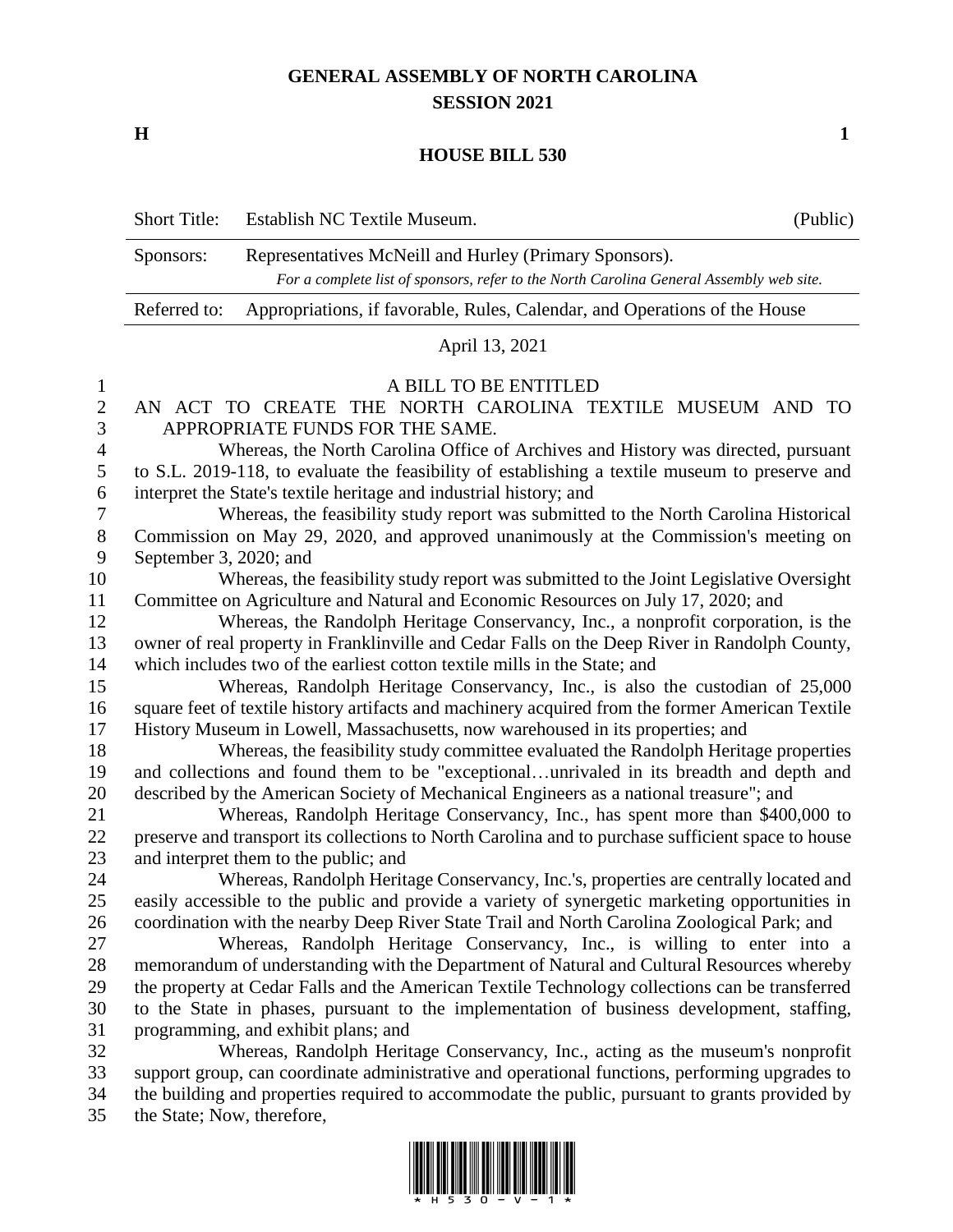# GENERAL ASSEMBLY OF NORTH CAROLINA
## SESSION 2021

**H** **1**

## HOUSE BILL 530

| Short Title: | Establish NC Textile Museum. | (Public) |
|---|---|---|
| Sponsors: | Representatives McNeill and Hurley (Primary Sponsors). *For a complete list of sponsors, refer to the North Carolina General Assembly web site.* | |
| Referred to: | Appropriations, if favorable, Rules, Calendar, and Operations of the House | |

April 13, 2021

A BILL TO BE ENTITLED

AN ACT TO CREATE THE NORTH CAROLINA TEXTILE MUSEUM AND TO APPROPRIATE FUNDS FOR THE SAME.

Whereas, the North Carolina Office of Archives and History was directed, pursuant to S.L. 2019-118, to evaluate the feasibility of establishing a textile museum to preserve and interpret the State's textile heritage and industrial history; and

Whereas, the feasibility study report was submitted to the North Carolina Historical Commission on May 29, 2020, and approved unanimously at the Commission's meeting on September 3, 2020; and

Whereas, the feasibility study report was submitted to the Joint Legislative Oversight Committee on Agriculture and Natural and Economic Resources on July 17, 2020; and

Whereas, the Randolph Heritage Conservancy, Inc., a nonprofit corporation, is the owner of real property in Franklinville and Cedar Falls on the Deep River in Randolph County, which includes two of the earliest cotton textile mills in the State; and

Whereas, Randolph Heritage Conservancy, Inc., is also the custodian of 25,000 square feet of textile history artifacts and machinery acquired from the former American Textile History Museum in Lowell, Massachusetts, now warehoused in its properties; and

Whereas, the feasibility study committee evaluated the Randolph Heritage properties and collections and found them to be "exceptional…unrivaled in its breadth and depth and described by the American Society of Mechanical Engineers as a national treasure"; and

Whereas, Randolph Heritage Conservancy, Inc., has spent more than $400,000 to preserve and transport its collections to North Carolina and to purchase sufficient space to house and interpret them to the public; and

Whereas, Randolph Heritage Conservancy, Inc.'s, properties are centrally located and easily accessible to the public and provide a variety of synergetic marketing opportunities in coordination with the nearby Deep River State Trail and North Carolina Zoological Park; and

Whereas, Randolph Heritage Conservancy, Inc., is willing to enter into a memorandum of understanding with the Department of Natural and Cultural Resources whereby the property at Cedar Falls and the American Textile Technology collections can be transferred to the State in phases, pursuant to the implementation of business development, staffing, programming, and exhibit plans; and

Whereas, Randolph Heritage Conservancy, Inc., acting as the museum's nonprofit support group, can coordinate administrative and operational functions, performing upgrades to the building and properties required to accommodate the public, pursuant to grants provided by the State; Now, therefore,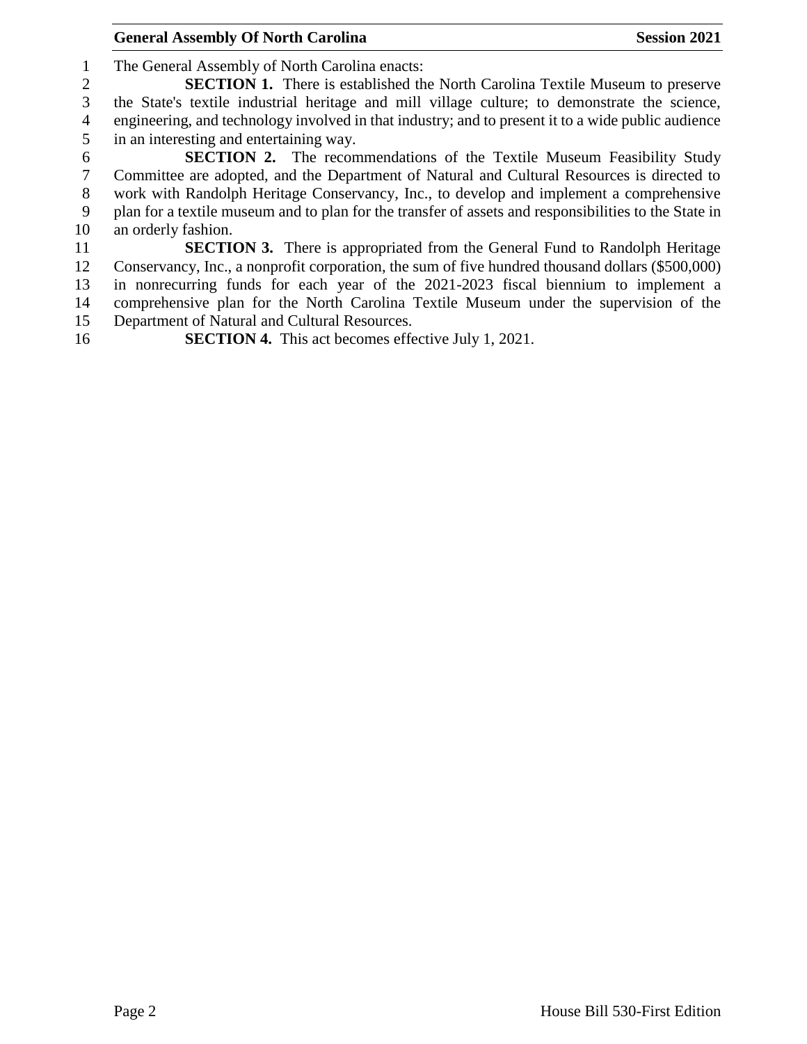The General Assembly of North Carolina enacts:

**SECTION 1.** There is established the North Carolina Textile Museum to preserve the State's textile industrial heritage and mill village culture; to demonstrate the science, engineering, and technology involved in that industry; and to present it to a wide public audience in an interesting and entertaining way.

**SECTION 2.** The recommendations of the Textile Museum Feasibility Study Committee are adopted, and the Department of Natural and Cultural Resources is directed to work with Randolph Heritage Conservancy, Inc., to develop and implement a comprehensive plan for a textile museum and to plan for the transfer of assets and responsibilities to the State in an orderly fashion.

**SECTION 3.** There is appropriated from the General Fund to Randolph Heritage Conservancy, Inc., a nonprofit corporation, the sum of five hundred thousand dollars ($500,000) in nonrecurring funds for each year of the 2021-2023 fiscal biennium to implement a comprehensive plan for the North Carolina Textile Museum under the supervision of the Department of Natural and Cultural Resources.

**SECTION 4.** This act becomes effective July 1, 2021.